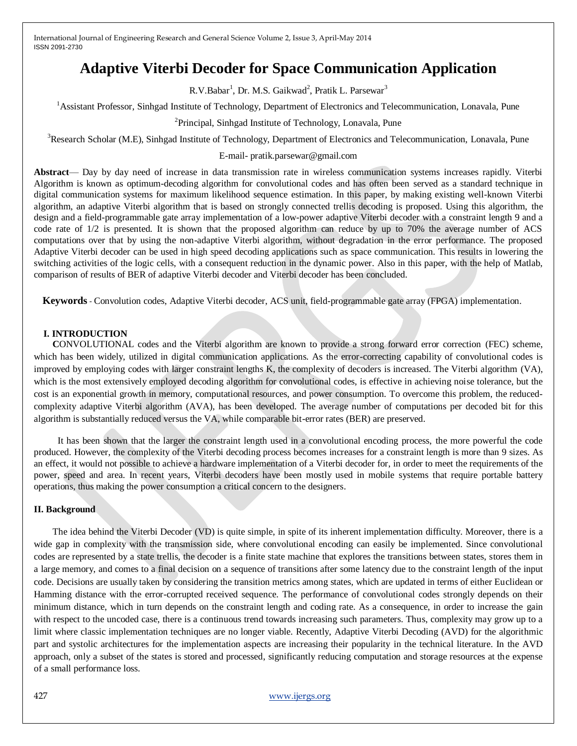# Adaptive Viterbi Decoder for Space Communication Application

R.V.Babar[1], Dr. M.S. Gaikwad[2], Pratik L. Parsewar[3]

[1]Assistant Professor, Sinhgad Institute of Technology, Department of Electronics and Telecommunication, Lonavala, Pune

[2]Principal, Sinhgad Institute of Technology, Lonavala, Pune

[3]Research Scholar (M.E), Sinhgad Institute of Technology, Department of Electronics and Telecommunication, Lonavala, Pune

E-mail- pratik.parsewar@gmail.com

**Abstract**— Day by day need of increase in data transmission rate in wireless communication systems increases rapidly. Viterbi Algorithm is known as optimum-decoding algorithm for convolutional codes and has often been served as a standard technique in digital communication systems for maximum likelihood sequence estimation. In this paper, by making existing well-known Viterbi algorithm, an adaptive Viterbi algorithm that is based on strongly connected trellis decoding is proposed. Using this algorithm, the design and a field-programmable gate array implementation of a low-power adaptive Viterbi decoder with a constraint length 9 and a code rate of 1/2 is presented. It is shown that the proposed algorithm can reduce by up to 70% the average number of ACS computations over that by using the non-adaptive Viterbi algorithm, without degradation in the error performance. The proposed Adaptive Viterbi decoder can be used in high speed decoding applications such as space communication. This results in lowering the switching activities of the logic cells, with a consequent reduction in the dynamic power. Also in this paper, with the help of Matlab, comparison of results of BER of adaptive Viterbi decoder and Viterbi decoder has been concluded.

**Keywords** - Convolution codes, Adaptive Viterbi decoder, ACS unit, field-programmable gate array (FPGA) implementation.

## I. INTRODUCTION

**C**ONVOLUTIONAL codes and the Viterbi algorithm are known to provide a strong forward error correction (FEC) scheme, which has been widely, utilized in digital communication applications. As the error-correcting capability of convolutional codes is improved by employing codes with larger constraint lengths K, the complexity of decoders is increased. The Viterbi algorithm (VA), which is the most extensively employed decoding algorithm for convolutional codes, is effective in achieving noise tolerance, but the cost is an exponential growth in memory, computational resources, and power consumption. To overcome this problem, the reduced-complexity adaptive Viterbi algorithm (AVA), has been developed. The average number of computations per decoded bit for this algorithm is substantially reduced versus the VA, while comparable bit-error rates (BER) are preserved.

It has been shown that the larger the constraint length used in a convolutional encoding process, the more powerful the code produced. However, the complexity of the Viterbi decoding process becomes increases for a constraint length is more than 9 sizes. As an effect, it would not possible to achieve a hardware implementation of a Viterbi decoder for, in order to meet the requirements of the power, speed and area. In recent years, Viterbi decoders have been mostly used in mobile systems that require portable battery operations, thus making the power consumption a critical concern to the designers.

## II. Background

The idea behind the Viterbi Decoder (VD) is quite simple, in spite of its inherent implementation difficulty. Moreover, there is a wide gap in complexity with the transmission side, where convolutional encoding can easily be implemented. Since convolutional codes are represented by a state trellis, the decoder is a finite state machine that explores the transitions between states, stores them in a large memory, and comes to a final decision on a sequence of transitions after some latency due to the constraint length of the input code. Decisions are usually taken by considering the transition metrics among states, which are updated in terms of either Euclidean or Hamming distance with the error-corrupted received sequence. The performance of convolutional codes strongly depends on their minimum distance, which in turn depends on the constraint length and coding rate. As a consequence, in order to increase the gain with respect to the uncoded case, there is a continuous trend towards increasing such parameters. Thus, complexity may grow up to a limit where classic implementation techniques are no longer viable. Recently, Adaptive Viterbi Decoding (AVD) for the algorithmic part and systolic architectures for the implementation aspects are increasing their popularity in the technical literature. In the AVD approach, only a subset of the states is stored and processed, significantly reducing computation and storage resources at the expense of a small performance loss.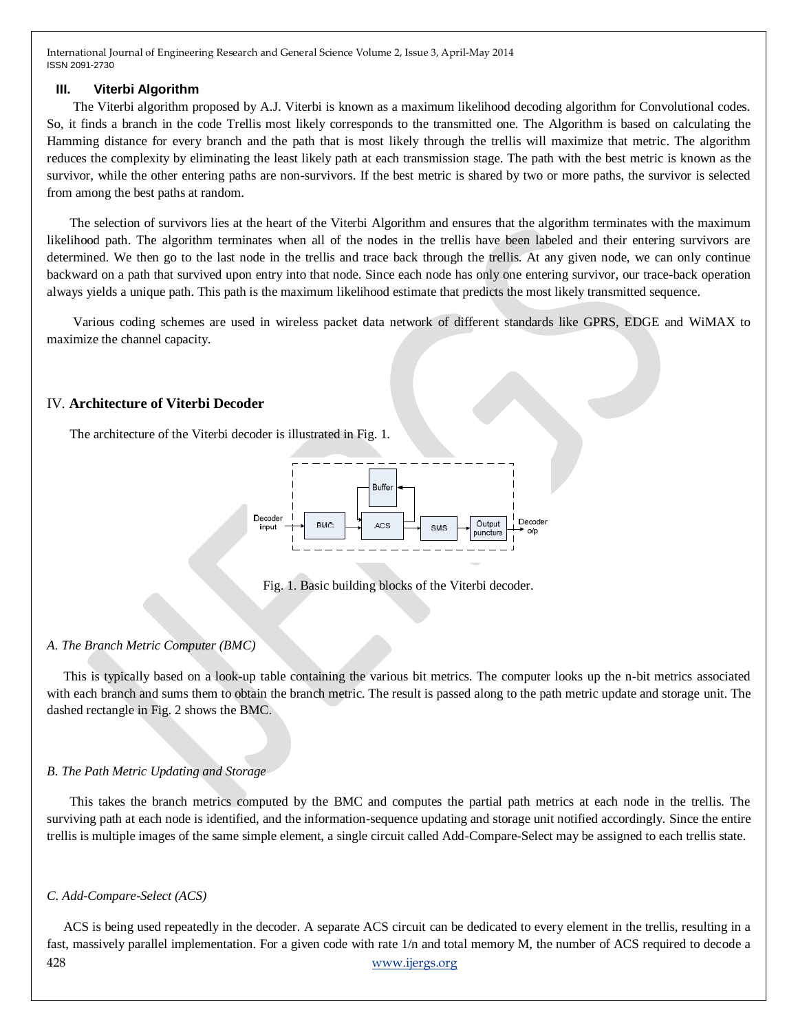## III. Viterbi Algorithm

The Viterbi algorithm proposed by A.J. Viterbi is known as a maximum likelihood decoding algorithm for Convolutional codes. So, it finds a branch in the code Trellis most likely corresponds to the transmitted one. The Algorithm is based on calculating the Hamming distance for every branch and the path that is most likely through the trellis will maximize that metric. The algorithm reduces the complexity by eliminating the least likely path at each transmission stage. The path with the best metric is known as the survivor, while the other entering paths are non-survivors. If the best metric is shared by two or more paths, the survivor is selected from among the best paths at random.

The selection of survivors lies at the heart of the Viterbi Algorithm and ensures that the algorithm terminates with the maximum likelihood path. The algorithm terminates when all of the nodes in the trellis have been labeled and their entering survivors are determined. We then go to the last node in the trellis and trace back through the trellis. At any given node, we can only continue backward on a path that survived upon entry into that node. Since each node has only one entering survivor, our trace-back operation always yields a unique path. This path is the maximum likelihood estimate that predicts the most likely transmitted sequence.

Various coding schemes are used in wireless packet data network of different standards like GPRS, EDGE and WiMAX to maximize the channel capacity.

## IV. Architecture of Viterbi Decoder

The architecture of the Viterbi decoder is illustrated in Fig. 1.

Buffer

Decoder input

BMC

ACS

SMS

Output puncture

Decoder o/p

Fig. 1. Basic building blocks of the Viterbi decoder.

### *A. The Branch Metric Computer (BMC)*

This is typically based on a look-up table containing the various bit metrics. The computer looks up the n-bit metrics associated with each branch and sums them to obtain the branch metric. The result is passed along to the path metric update and storage unit. The dashed rectangle in Fig. 2 shows the BMC.

### *B. The Path Metric Updating and Storage*

This takes the branch metrics computed by the BMC and computes the partial path metrics at each node in the trellis. The surviving path at each node is identified, and the information-sequence updating and storage unit notified accordingly. Since the entire trellis is multiple images of the same simple element, a single circuit called Add-Compare-Select may be assigned to each trellis state.

### *C. Add-Compare-Select (ACS)*

ACS is being used repeatedly in the decoder. A separate ACS circuit can be dedicated to every element in the trellis, resulting in a fast, massively parallel implementation. For a given code with rate 1/n and total memory M, the number of ACS required to decode a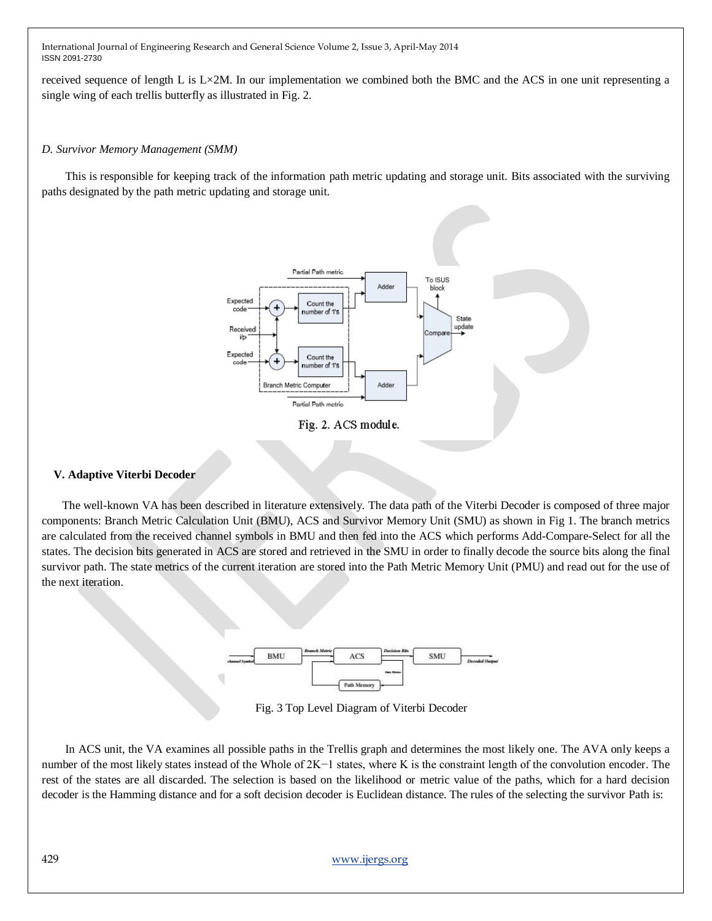received sequence of length L is L×2M. In our implementation we combined both the BMC and the ACS in one unit representing a single wing of each trellis butterfly as illustrated in Fig. 2.

*D. Survivor Memory Management (SMM)*

This is responsible for keeping track of the information path metric updating and storage unit. Bits associated with the surviving paths designated by the path metric updating and storage unit.

Fig. 2. ACS module.

### V. Adaptive Viterbi Decoder

The well-known VA has been described in literature extensively. The data path of the Viterbi Decoder is composed of three major components: Branch Metric Calculation Unit (BMU), ACS and Survivor Memory Unit (SMU) as shown in Fig 1. The branch metrics are calculated from the received channel symbols in BMU and then fed into the ACS which performs Add-Compare-Select for all the states. The decision bits generated in ACS are stored and retrieved in the SMU in order to finally decode the source bits along the final survivor path. The state metrics of the current iteration are stored into the Path Metric Memory Unit (PMU) and read out for the use of the next iteration.

Fig. 3 Top Level Diagram of Viterbi Decoder

In ACS unit, the VA examines all possible paths in the Trellis graph and determines the most likely one. The AVA only keeps a number of the most likely states instead of the Whole of $2K-1$ states, where K is the constraint length of the convolution encoder. The rest of the states are all discarded. The selection is based on the likelihood or metric value of the paths, which for a hard decision decoder is the Hamming distance and for a soft decision decoder is Euclidean distance. The rules of the selecting the survivor Path is: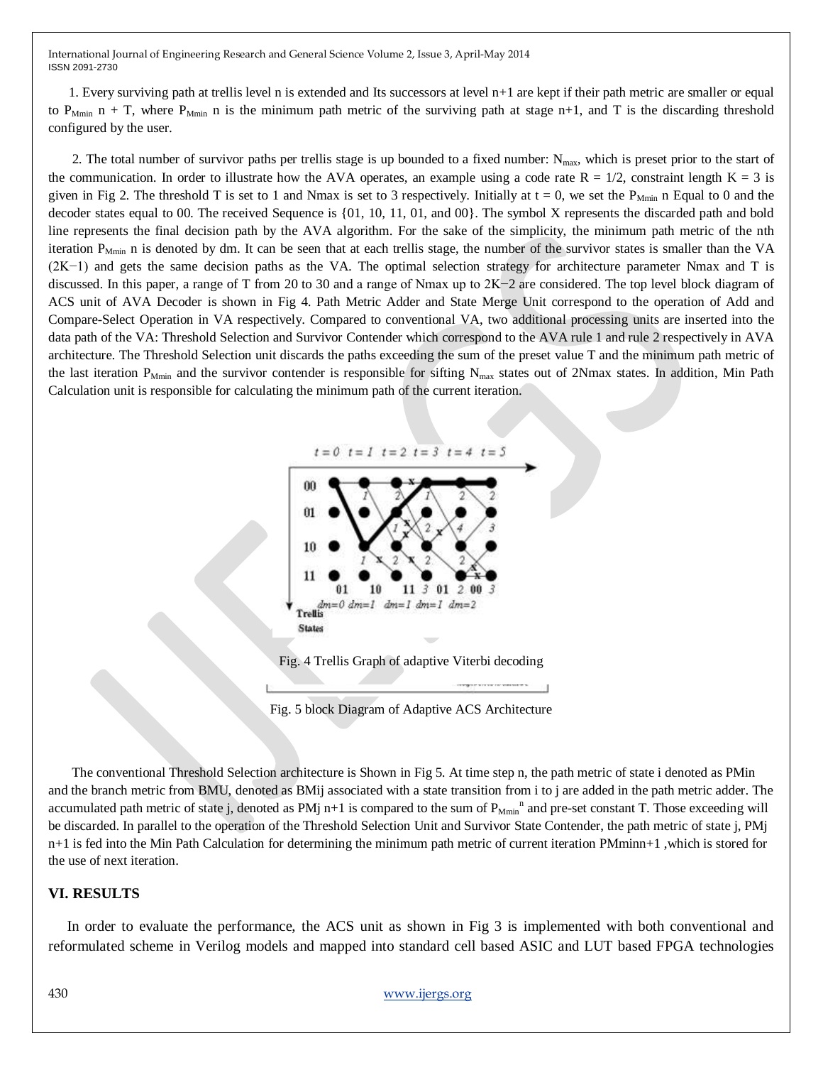1. Every surviving path at trellis level n is extended and Its successors at level n+1 are kept if their path metric are smaller or equal to $P_{Mmin}$ n + T, where $P_{Mmin}$ n is the minimum path metric of the surviving path at stage n+1, and T is the discarding threshold configured by the user.

2. The total number of survivor paths per trellis stage is up bounded to a fixed number: $N_{max}$, which is preset prior to the start of the communication. In order to illustrate how the AVA operates, an example using a code rate R = 1/2, constraint length K = 3 is given in Fig 2. The threshold T is set to 1 and Nmax is set to 3 respectively. Initially at t = 0, we set the $P_{Mmin}$ n Equal to 0 and the decoder states equal to 00. The received Sequence is {01, 10, 11, 01, and 00}. The symbol X represents the discarded path and bold line represents the final decision path by the AVA algorithm. For the sake of the simplicity, the minimum path metric of the nth iteration $P_{Mmin}$ n is denoted by dm. It can be seen that at each trellis stage, the number of the survivor states is smaller than the VA (2K−1) and gets the same decision paths as the VA. The optimal selection strategy for architecture parameter Nmax and T is discussed. In this paper, a range of T from 20 to 30 and a range of Nmax up to 2K−2 are considered. The top level block diagram of ACS unit of AVA Decoder is shown in Fig 4. Path Metric Adder and State Merge Unit correspond to the operation of Add and Compare-Select Operation in VA respectively. Compared to conventional VA, two additional processing units are inserted into the data path of the VA: Threshold Selection and Survivor Contender which correspond to the AVA rule 1 and rule 2 respectively in AVA architecture. The Threshold Selection unit discards the paths exceeding the sum of the preset value T and the minimum path metric of the last iteration $P_{Mmin}$ and the survivor contender is responsible for sifting $N_{max}$ states out of 2Nmax states. In addition, Min Path Calculation unit is responsible for calculating the minimum path of the current iteration.

Fig. 4 Trellis Graph of adaptive Viterbi decoding

Fig. 5 block Diagram of Adaptive ACS Architecture

The conventional Threshold Selection architecture is Shown in Fig 5. At time step n, the path metric of state i denoted as PMin and the branch metric from BMU, denoted as BMij associated with a state transition from i to j are added in the path metric adder. The accumulated path metric of state j, denoted as PMj n+1 is compared to the sum of $P_{Mmin}^{n}$ and pre-set constant T. Those exceeding will be discarded. In parallel to the operation of the Threshold Selection Unit and Survivor State Contender, the path metric of state j, PMj n+1 is fed into the Min Path Calculation for determining the minimum path metric of current iteration PMminn+1 ,which is stored for the use of next iteration.

## VI. RESULTS

In order to evaluate the performance, the ACS unit as shown in Fig 3 is implemented with both conventional and reformulated scheme in Verilog models and mapped into standard cell based ASIC and LUT based FPGA technologies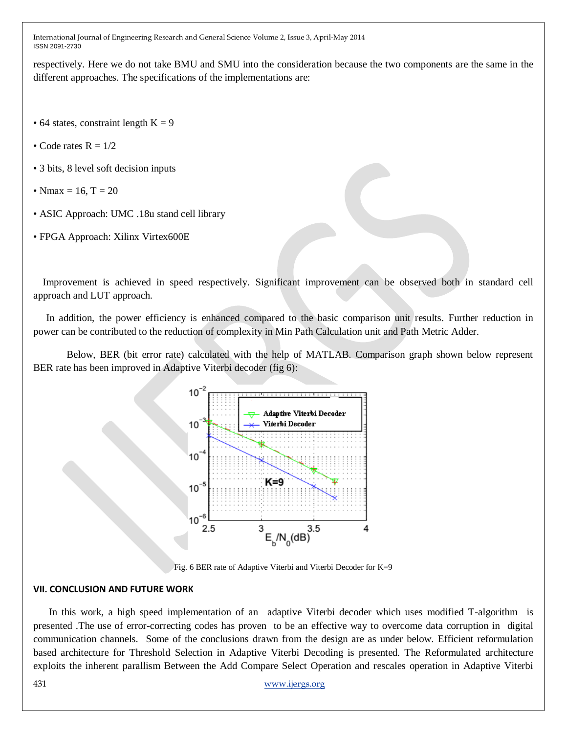respectively. Here we do not take BMU and SMU into the consideration because the two components are the same in the different approaches. The specifications of the implementations are:

- 64 states, constraint length K = 9
- Code rates R = 1/2
- 3 bits, 8 level soft decision inputs
- Nmax = 16, T = 20
- ASIC Approach: UMC .18u stand cell library
- FPGA Approach: Xilinx Virtex600E

Improvement is achieved in speed respectively. Significant improvement can be observed both in standard cell approach and LUT approach.

In addition, the power efficiency is enhanced compared to the basic comparison unit results. Further reduction in power can be contributed to the reduction of complexity in Min Path Calculation unit and Path Metric Adder.

Below, BER (bit error rate) calculated with the help of MATLAB. Comparison graph shown below represent BER rate has been improved in Adaptive Viterbi decoder (fig 6):

Fig. 6 BER rate of Adaptive Viterbi and Viterbi Decoder for K=9

## VII. CONCLUSION AND FUTURE WORK

In this work, a high speed implementation of an adaptive Viterbi decoder which uses modified T-algorithm is presented .The use of error-correcting codes has proven to be an effective way to overcome data corruption in digital communication channels. Some of the conclusions drawn from the design are as under below. Efficient reformulation based architecture for Threshold Selection in Adaptive Viterbi Decoding is presented. The Reformulated architecture exploits the inherent parallism Between the Add Compare Select Operation and rescales operation in Adaptive Viterbi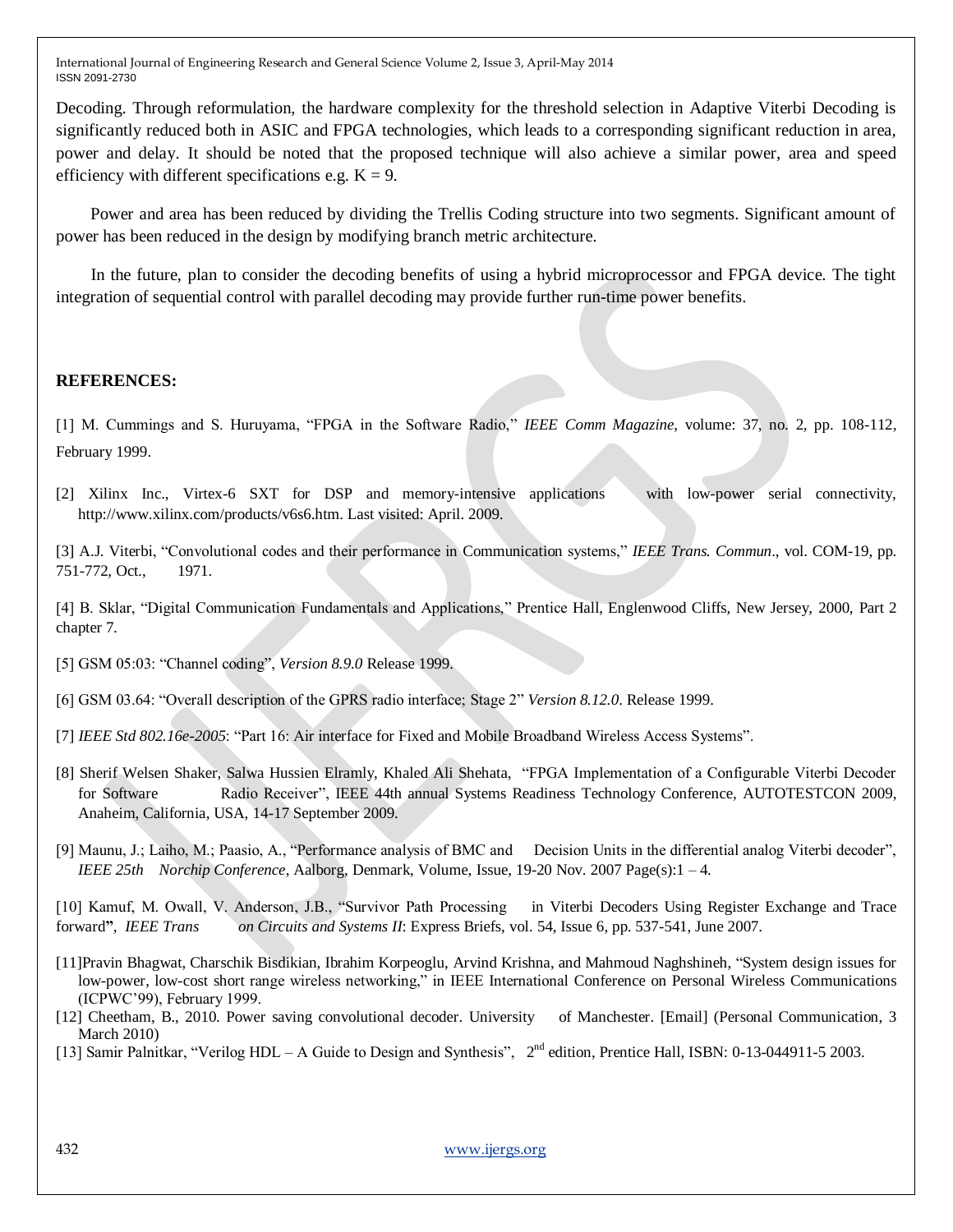Decoding. Through reformulation, the hardware complexity for the threshold selection in Adaptive Viterbi Decoding is significantly reduced both in ASIC and FPGA technologies, which leads to a corresponding significant reduction in area, power and delay. It should be noted that the proposed technique will also achieve a similar power, area and speed efficiency with different specifications e.g. K = 9.

Power and area has been reduced by dividing the Trellis Coding structure into two segments. Significant amount of power has been reduced in the design by modifying branch metric architecture.

In the future, plan to consider the decoding benefits of using a hybrid microprocessor and FPGA device. The tight integration of sequential control with parallel decoding may provide further run-time power benefits.

**REFERENCES:**

[1] M. Cummings and S. Huruyama, "FPGA in the Software Radio," *IEEE Comm Magazine*, volume: 37, no. 2, pp. 108-112, February 1999.

[2] Xilinx Inc., Virtex-6 SXT for DSP and memory-intensive applications with low-power serial connectivity, http://www.xilinx.com/products/v6s6.htm. Last visited: April. 2009.

[3] A.J. Viterbi, "Convolutional codes and their performance in Communication systems," *IEEE Trans. Commun*., vol. COM-19, pp. 751-772, Oct., 1971.

[4] B. Sklar, "Digital Communication Fundamentals and Applications," Prentice Hall, Englenwood Cliffs, New Jersey, 2000, Part 2 chapter 7.

[5] GSM 05:03: "Channel coding", *Version 8.9.0* Release 1999.

[6] GSM 03.64: "Overall description of the GPRS radio interface; Stage 2" *Version 8.12.0*. Release 1999.

[7] *IEEE Std 802.16e-2005*: "Part 16: Air interface for Fixed and Mobile Broadband Wireless Access Systems".

[8] Sherif Welsen Shaker, Salwa Hussien Elramly, Khaled Ali Shehata, "FPGA Implementation of a Configurable Viterbi Decoder for Software Radio Receiver", IEEE 44th annual Systems Readiness Technology Conference, AUTOTESTCON 2009, Anaheim, California, USA, 14-17 September 2009.

[9] Maunu, J.; Laiho, M.; Paasio, A., "Performance analysis of BMC and Decision Units in the differential analog Viterbi decoder", *IEEE 25th Norchip Conference*, Aalborg, Denmark, Volume, Issue, 19-20 Nov. 2007 Page(s):1 – 4.

[10] Kamuf, M. Owall, V. Anderson, J.B., "Survivor Path Processing in Viterbi Decoders Using Register Exchange and Trace forward", *IEEE Trans on Circuits and Systems II*: Express Briefs, vol. 54, Issue 6, pp. 537-541, June 2007.

[11]Pravin Bhagwat, Charschik Bisdikian, Ibrahim Korpeoglu, Arvind Krishna, and Mahmoud Naghshineh, "System design issues for low-power, low-cost short range wireless networking," in IEEE International Conference on Personal Wireless Communications (ICPWC'99), February 1999.

[12] Cheetham, B., 2010. Power saving convolutional decoder. University of Manchester. [Email] (Personal Communication, 3 March 2010)

[13] Samir Palnitkar, "Verilog HDL – A Guide to Design and Synthesis", 2nd edition, Prentice Hall, ISBN: 0-13-044911-5 2003.